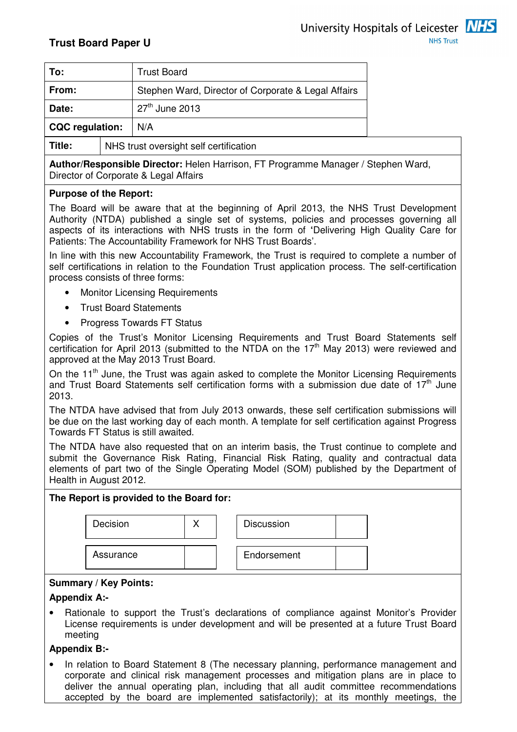**Trust Board Paper U**

University Hospitals of Leicester NHS Trust

| | |
|---|---|
| **To:** | Trust Board |
| **From:** | Stephen Ward, Director of Corporate & Legal Affairs |
| **Date:** | 27th June 2013 |
| **CQC regulation:** | N/A |
| **Title:** | NHS trust oversight self certification |

**Author/Responsible Director:** Helen Harrison, FT Programme Manager / Stephen Ward, Director of Corporate & Legal Affairs

**Purpose of the Report:**

The Board will be aware that at the beginning of April 2013, the NHS Trust Development Authority (NTDA) published a single set of systems, policies and processes governing all aspects of its interactions with NHS trusts in the form of 'Delivering High Quality Care for Patients: The Accountability Framework for NHS Trust Boards'.

In line with this new Accountability Framework, the Trust is required to complete a number of self certifications in relation to the Foundation Trust application process. The self-certification process consists of three forms:

- Monitor Licensing Requirements
- Trust Board Statements
- Progress Towards FT Status

Copies of the Trust's Monitor Licensing Requirements and Trust Board Statements self certification for April 2013 (submitted to the NTDA on the 17th May 2013) were reviewed and approved at the May 2013 Trust Board.

On the 11th June, the Trust was again asked to complete the Monitor Licensing Requirements and Trust Board Statements self certification forms with a submission due date of 17th June 2013.

The NTDA have advised that from July 2013 onwards, these self certification submissions will be due on the last working day of each month. A template for self certification against Progress Towards FT Status is still awaited.

The NTDA have also requested that on an interim basis, the Trust continue to complete and submit the Governance Risk Rating, Financial Risk Rating, quality and contractual data elements of part two of the Single Operating Model (SOM) published by the Department of Health in August 2012.

**The Report is provided to the Board for:**

| | | | |
|---|---|---|---|
| Decision | X | Discussion | |
| Assurance | | Endorsement | |

**Summary / Key Points:**

**Appendix A:-**

- Rationale to support the Trust's declarations of compliance against Monitor's Provider License requirements is under development and will be presented at a future Trust Board meeting

**Appendix B:-**

- In relation to Board Statement 8 (The necessary planning, performance management and corporate and clinical risk management processes and mitigation plans are in place to deliver the annual operating plan, including that all audit committee recommendations accepted by the board are implemented satisfactorily); at its monthly meetings, the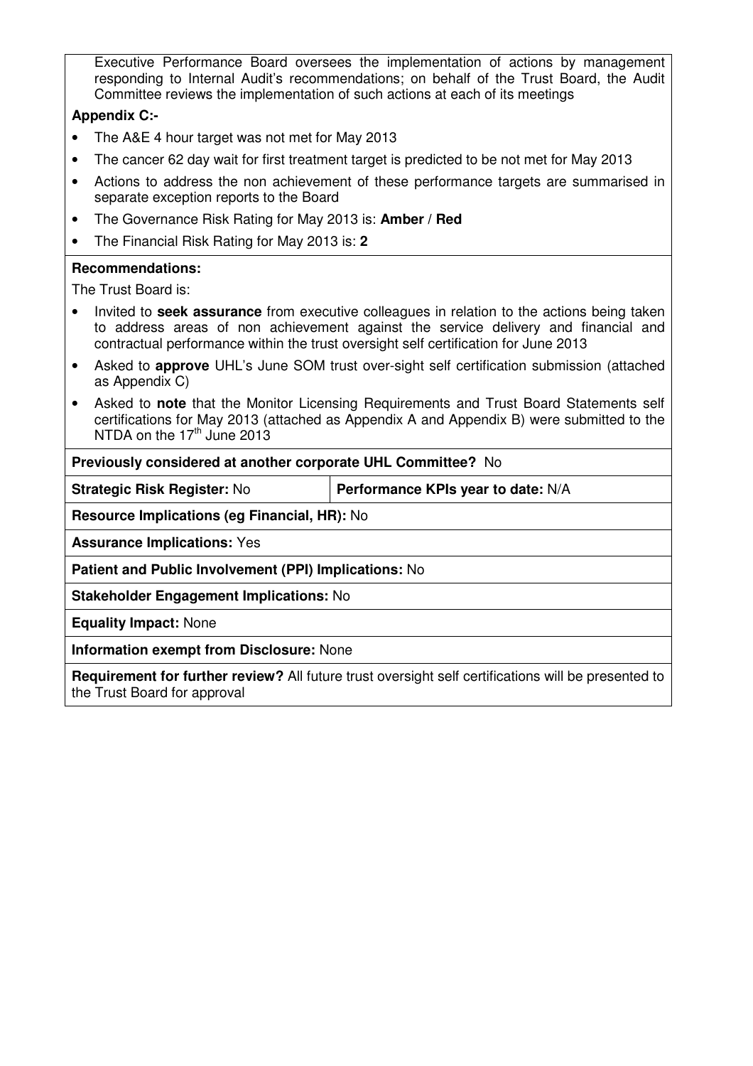Executive Performance Board oversees the implementation of actions by management responding to Internal Audit's recommendations; on behalf of the Trust Board, the Audit Committee reviews the implementation of such actions at each of its meetings

**Appendix C:-**

- The A&E 4 hour target was not met for May 2013
- The cancer 62 day wait for first treatment target is predicted to be not met for May 2013
- Actions to address the non achievement of these performance targets are summarised in separate exception reports to the Board
- The Governance Risk Rating for May 2013 is: **Amber** / **Red**
- The Financial Risk Rating for May 2013 is: **2**

**Recommendations:**

The Trust Board is:

- Invited to **seek assurance** from executive colleagues in relation to the actions being taken to address areas of non achievement against the service delivery and financial and contractual performance within the trust oversight self certification for June 2013
- Asked to **approve** UHL's June SOM trust over-sight self certification submission (attached as Appendix C)
- Asked to **note** that the Monitor Licensing Requirements and Trust Board Statements self certifications for May 2013 (attached as Appendix A and Appendix B) were submitted to the NTDA on the 17th June 2013

**Previously considered at another corporate UHL Committee?** No

| | |
|---|---|
| **Strategic Risk Register:** No | **Performance KPIs year to date:** N/A |

**Resource Implications (eg Financial, HR):** No

**Assurance Implications:** Yes

**Patient and Public Involvement (PPI) Implications:** No

**Stakeholder Engagement Implications:** No

**Equality Impact:** None

**Information exempt from Disclosure:** None

**Requirement for further review?** All future trust oversight self certifications will be presented to the Trust Board for approval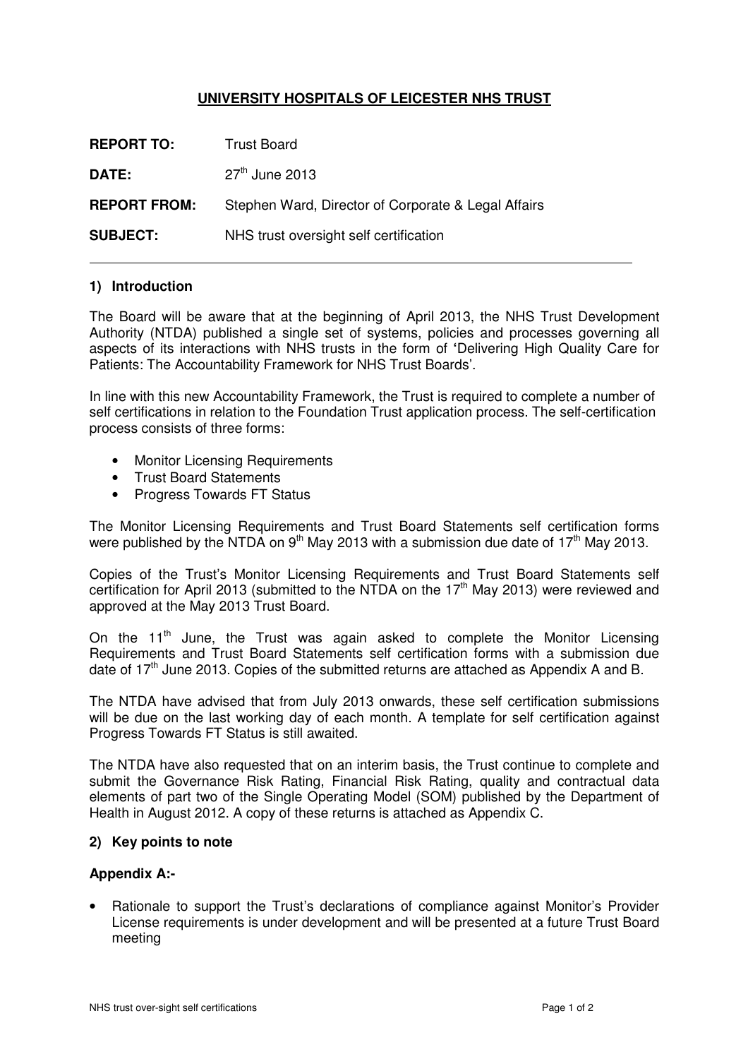**UNIVERSITY HOSPITALS OF LEICESTER NHS TRUST**

**REPORT TO:** Trust Board

**DATE:** 27th June 2013

**REPORT FROM:** Stephen Ward, Director of Corporate & Legal Affairs

**SUBJECT:** NHS trust oversight self certification

---

## 1) Introduction

The Board will be aware that at the beginning of April 2013, the NHS Trust Development Authority (NTDA) published a single set of systems, policies and processes governing all aspects of its interactions with NHS trusts in the form of 'Delivering High Quality Care for Patients: The Accountability Framework for NHS Trust Boards'.

In line with this new Accountability Framework, the Trust is required to complete a number of self certifications in relation to the Foundation Trust application process. The self-certification process consists of three forms:

- Monitor Licensing Requirements
- Trust Board Statements
- Progress Towards FT Status

The Monitor Licensing Requirements and Trust Board Statements self certification forms were published by the NTDA on 9th May 2013 with a submission due date of 17th May 2013.

Copies of the Trust's Monitor Licensing Requirements and Trust Board Statements self certification for April 2013 (submitted to the NTDA on the 17th May 2013) were reviewed and approved at the May 2013 Trust Board.

On the 11th June, the Trust was again asked to complete the Monitor Licensing Requirements and Trust Board Statements self certification forms with a submission due date of 17th June 2013. Copies of the submitted returns are attached as Appendix A and B.

The NTDA have advised that from July 2013 onwards, these self certification submissions will be due on the last working day of each month. A template for self certification against Progress Towards FT Status is still awaited.

The NTDA have also requested that on an interim basis, the Trust continue to complete and submit the Governance Risk Rating, Financial Risk Rating, quality and contractual data elements of part two of the Single Operating Model (SOM) published by the Department of Health in August 2012. A copy of these returns is attached as Appendix C.

## 2) Key points to note

**Appendix A:-**

- Rationale to support the Trust's declarations of compliance against Monitor's Provider License requirements is under development and will be presented at a future Trust Board meeting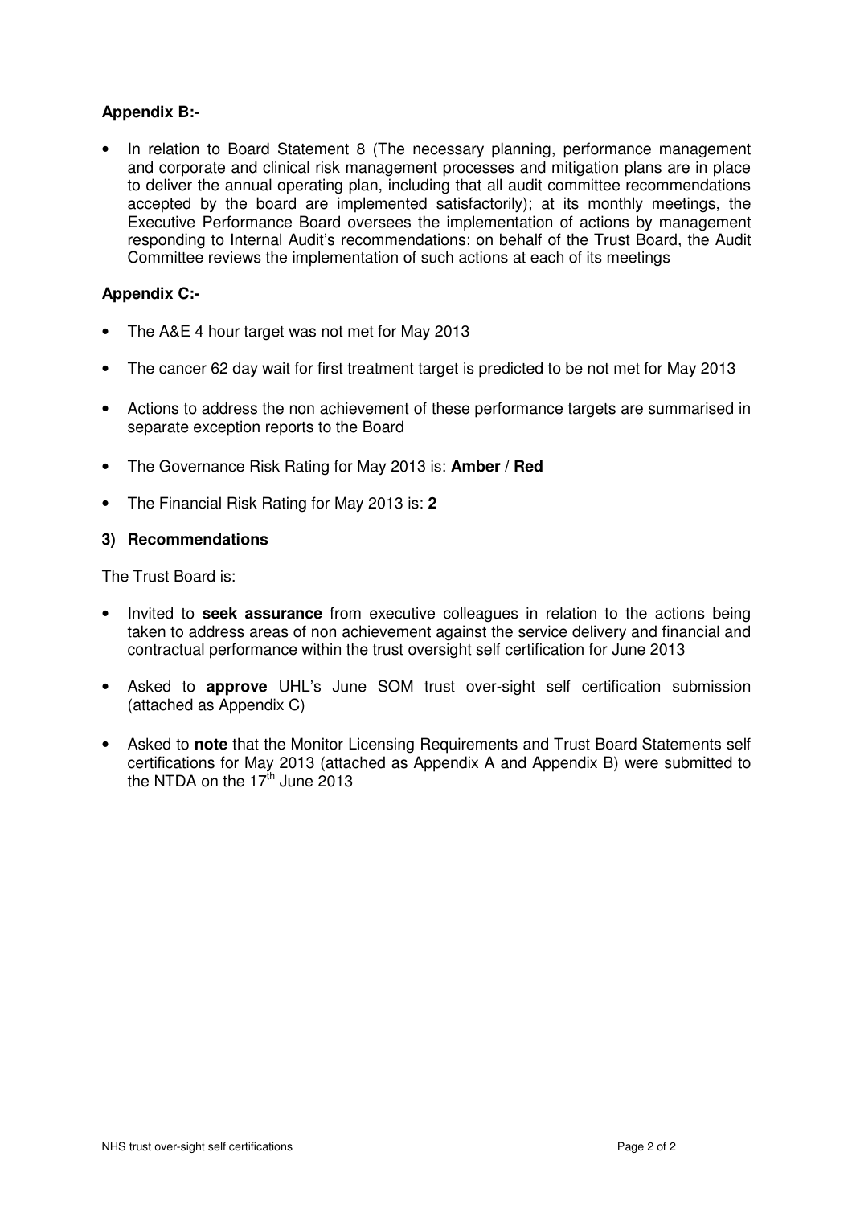**Appendix B:-**

- In relation to Board Statement 8 (The necessary planning, performance management and corporate and clinical risk management processes and mitigation plans are in place to deliver the annual operating plan, including that all audit committee recommendations accepted by the board are implemented satisfactorily); at its monthly meetings, the Executive Performance Board oversees the implementation of actions by management responding to Internal Audit's recommendations; on behalf of the Trust Board, the Audit Committee reviews the implementation of such actions at each of its meetings

**Appendix C:-**

- The A&E 4 hour target was not met for May 2013
- The cancer 62 day wait for first treatment target is predicted to be not met for May 2013
- Actions to address the non achievement of these performance targets are summarised in separate exception reports to the Board
- The Governance Risk Rating for May 2013 is: **Amber / Red**
- The Financial Risk Rating for May 2013 is: **2**

**3) Recommendations**

The Trust Board is:

- Invited to **seek assurance** from executive colleagues in relation to the actions being taken to address areas of non achievement against the service delivery and financial and contractual performance within the trust oversight self certification for June 2013
- Asked to **approve** UHL's June SOM trust over-sight self certification submission (attached as Appendix C)
- Asked to **note** that the Monitor Licensing Requirements and Trust Board Statements self certifications for May 2013 (attached as Appendix A and Appendix B) were submitted to the NTDA on the 17th June 2013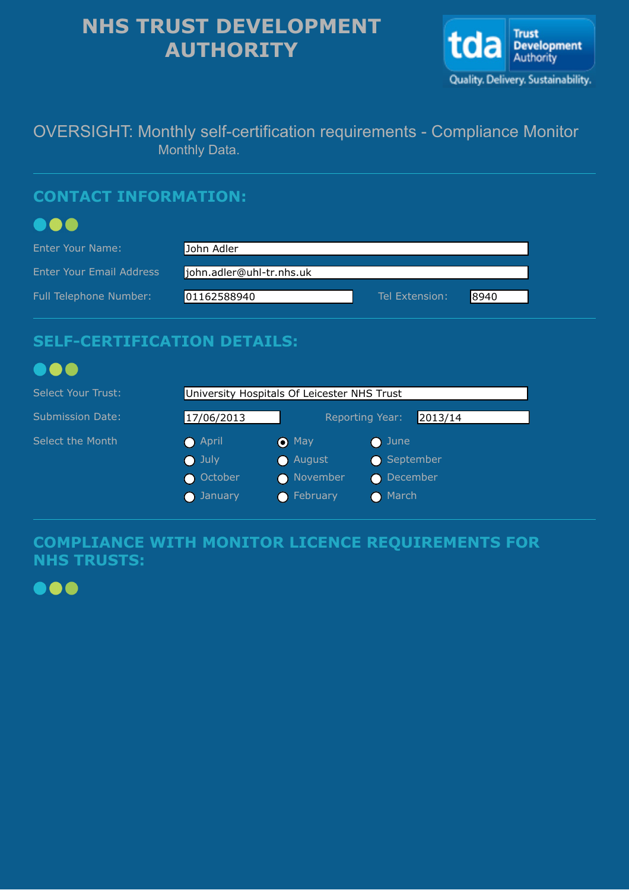# NHS TRUST DEVELOPMENT AUTHORITY

tda Trust Development Authority
Quality. Delivery. Sustainability.

OVERSIGHT: Monthly self-certification requirements - Compliance Monitor
Monthly Data.

## CONTACT INFORMATION:

| | |
|---|---|
| Enter Your Name: | John Adler |
| Enter Your Email Address | john.adler@uhl-tr.nhs.uk |
| Full Telephone Number: | 01162588940 |
| Tel Extension: | 8940 |

## SELF-CERTIFICATION DETAILS:

| | |
|---|---|
| Select Your Trust: | University Hospitals Of Leicester NHS Trust |
| Submission Date: | 17/06/2013 |
| Reporting Year: | 2013/14 |

Select the Month

- ○ April
- ◉ May
- ○ June
- ○ July
- ○ August
- ○ September
- ○ October
- ○ November
- ○ December
- ○ January
- ○ February
- ○ March

## COMPLIANCE WITH MONITOR LICENCE REQUIREMENTS FOR NHS TRUSTS: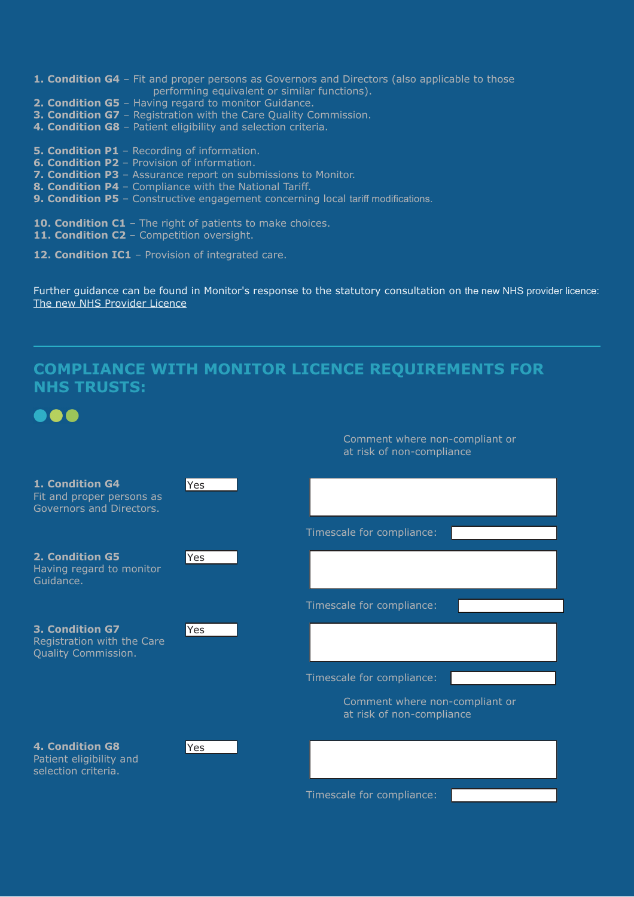1. **Condition G4** – Fit and proper persons as Governors and Directors (also applicable to those performing equivalent or similar functions).
2. **Condition G5** – Having regard to monitor Guidance.
3. **Condition G7** – Registration with the Care Quality Commission.
4. **Condition G8** – Patient eligibility and selection criteria.

5. **Condition P1** – Recording of information.
6. **Condition P2** – Provision of information.
7. **Condition P3** – Assurance report on submissions to Monitor.
8. **Condition P4** – Compliance with the National Tariff.
9. **Condition P5** – Constructive engagement concerning local tariff modifications.

10. **Condition C1** – The right of patients to make choices.
11. **Condition C2** – Competition oversight.

12. **Condition IC1** – Provision of integrated care.

Further guidance can be found in Monitor's response to the statutory consultation on the new NHS provider licence: The new NHS Provider Licence

## COMPLIANCE WITH MONITOR LICENCE REQUIREMENTS FOR NHS TRUSTS:

| | | Comment where non-compliant or at risk of non-compliance | Timescale for compliance |
|---|---|---|---|
| **1. Condition G4** Fit and proper persons as Governors and Directors. | Yes | | |
| **2. Condition G5** Having regard to monitor Guidance. | Yes | | |
| **3. Condition G7** Registration with the Care Quality Commission. | Yes | | |
| **4. Condition G8** Patient eligibility and selection criteria. | Yes | | |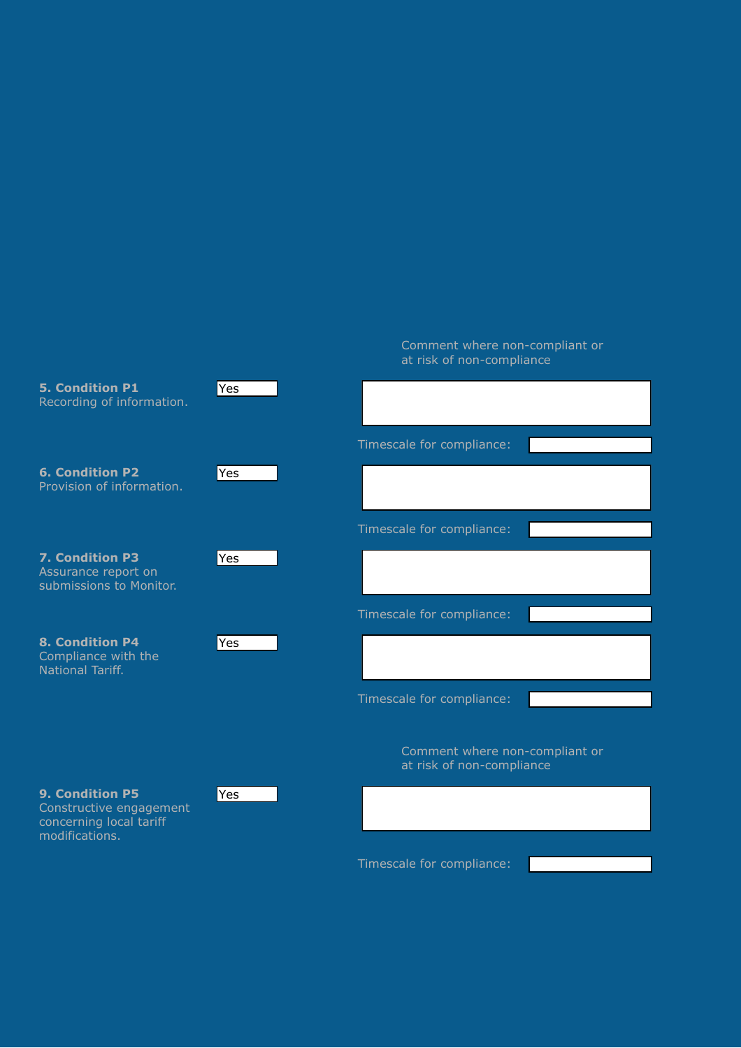Comment where non-compliant or at risk of non-compliance

**5. Condition P1**
Recording of information.

Yes

Timescale for compliance:

**6. Condition P2**
Provision of information.

Yes

Timescale for compliance:

**7. Condition P3**
Assurance report on submissions to Monitor.

Yes

Timescale for compliance:

**8. Condition P4**
Compliance with the National Tariff.

Yes

Timescale for compliance:

Comment where non-compliant or at risk of non-compliance

**9. Condition P5**
Constructive engagement concerning local tariff modifications.

Yes

Timescale for compliance: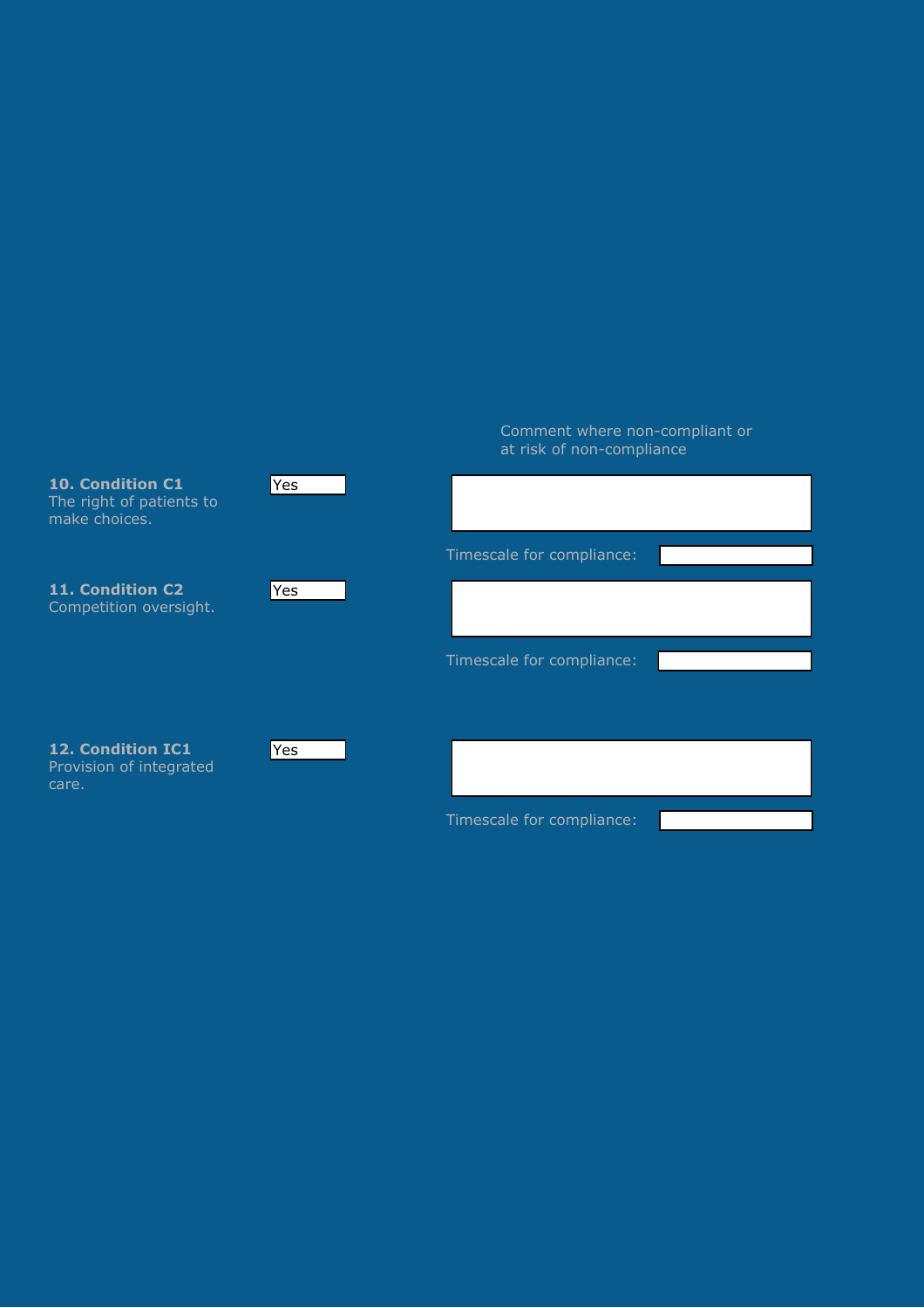Comment where non-compliant or at risk of non-compliance

**10. Condition C1**
The right of patients to make choices.

Yes

Timescale for compliance:

**11. Condition C2**
Competition oversight.

Yes

Timescale for compliance:

**12. Condition IC1**
Provision of integrated care.

Yes

Timescale for compliance: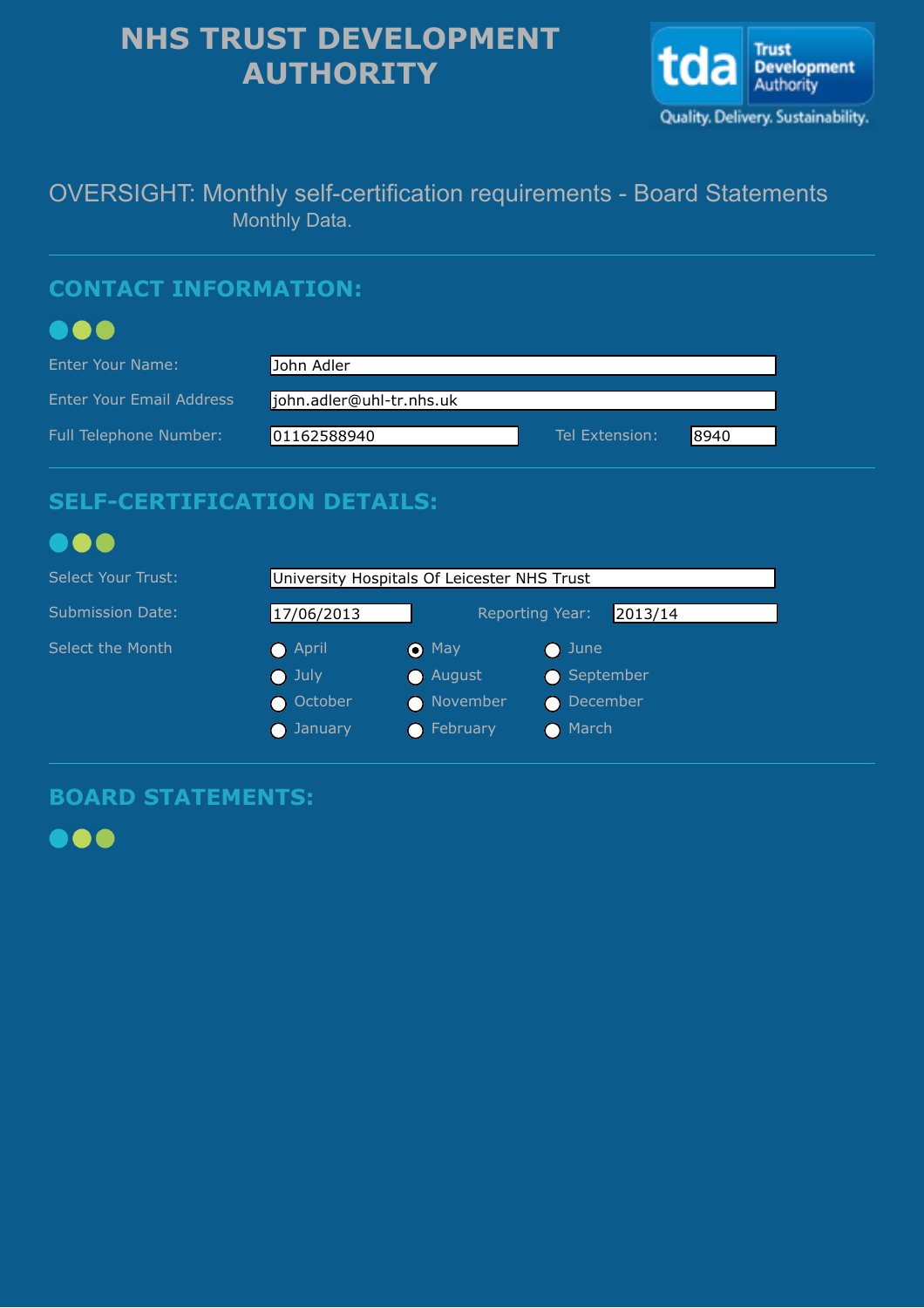# NHS TRUST DEVELOPMENT AUTHORITY

Trust Development Authority

Quality. Delivery. Sustainability.

## OVERSIGHT: Monthly self-certification requirements - Board Statements

Monthly Data.

## CONTACT INFORMATION:

Enter Your Name: John Adler

Enter Your Email Address: john.adler@uhl-tr.nhs.uk

Full Telephone Number: 01162588940 Tel Extension: 8940

## SELF-CERTIFICATION DETAILS:

Select Your Trust: University Hospitals Of Leicester NHS Trust

Submission Date: 17/06/2013 Reporting Year: 2013/14

Select the Month

- ○ April
- ◉ May
- ○ June
- ○ July
- ○ August
- ○ September
- ○ October
- ○ November
- ○ December
- ○ January
- ○ February
- ○ March

## BOARD STATEMENTS: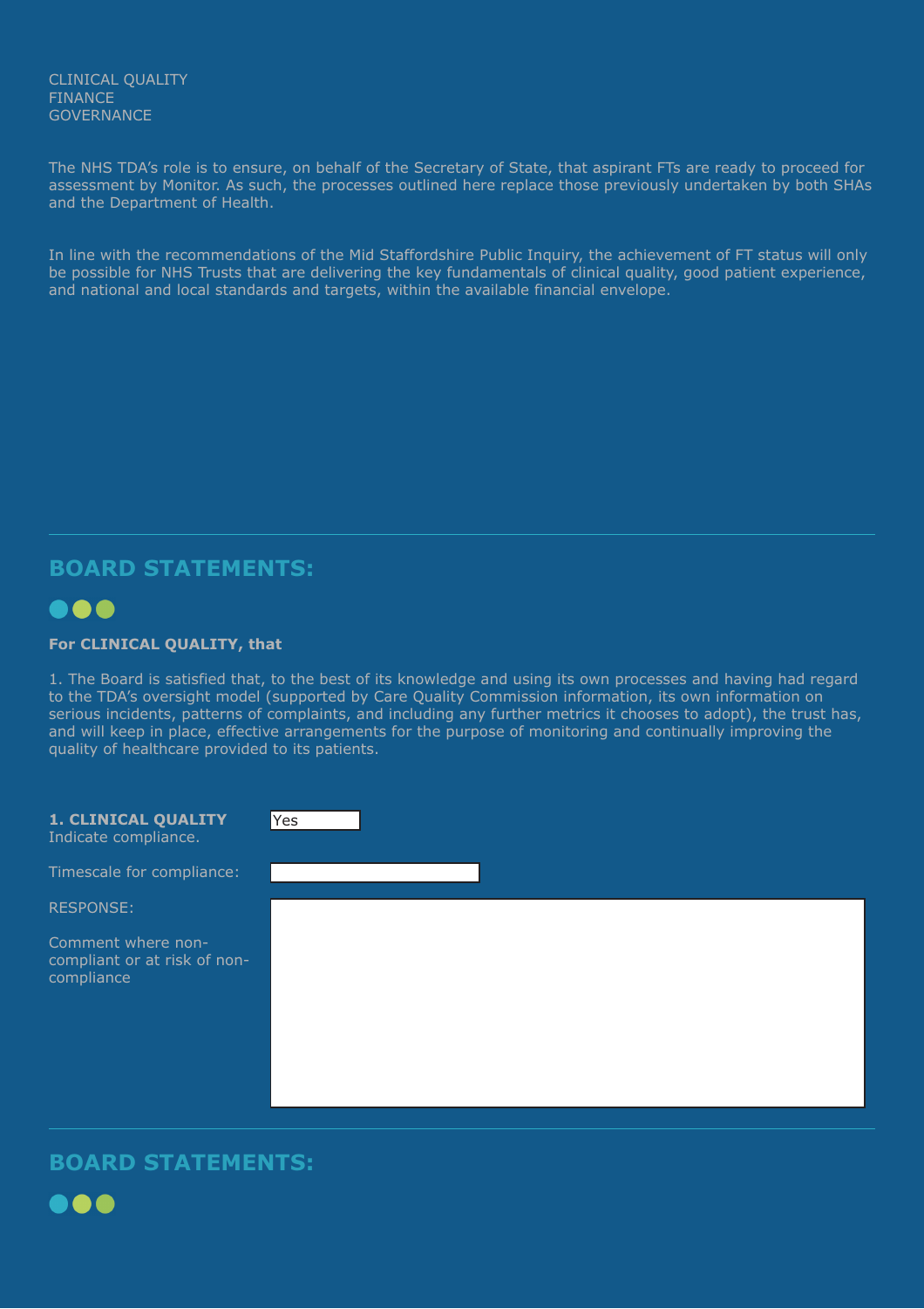CLINICAL QUALITY
FINANCE
GOVERNANCE

The NHS TDA's role is to ensure, on behalf of the Secretary of State, that aspirant FTs are ready to proceed for assessment by Monitor. As such, the processes outlined here replace those previously undertaken by both SHAs and the Department of Health.

In line with the recommendations of the Mid Staffordshire Public Inquiry, the achievement of FT status will only be possible for NHS Trusts that are delivering the key fundamentals of clinical quality, good patient experience, and national and local standards and targets, within the available financial envelope.

## BOARD STATEMENTS:

**For CLINICAL QUALITY, that**

1. The Board is satisfied that, to the best of its knowledge and using its own processes and having had regard to the TDA's oversight model (supported by Care Quality Commission information, its own information on serious incidents, patterns of complaints, and including any further metrics it chooses to adopt), the trust has, and will keep in place, effective arrangements for the purpose of monitoring and continually improving the quality of healthcare provided to its patients.

**1. CLINICAL QUALITY**
Indicate compliance. Yes

Timescale for compliance:

RESPONSE:

Comment where non-compliant or at risk of non-compliance

## BOARD STATEMENTS: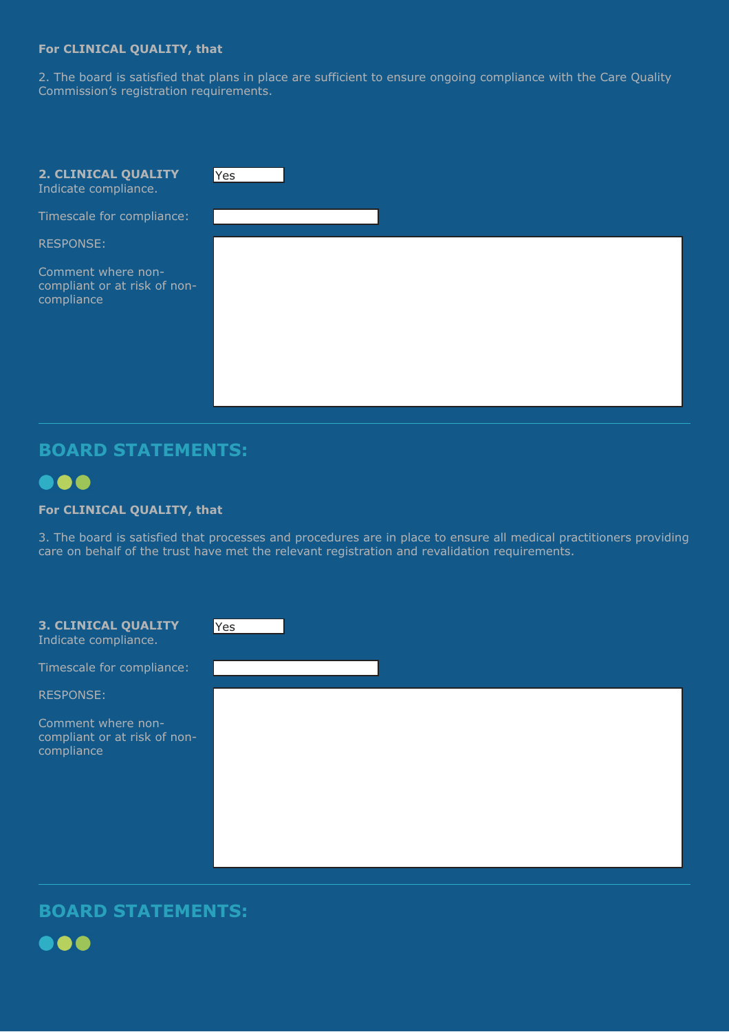**For CLINICAL QUALITY, that**

2. The board is satisfied that plans in place are sufficient to ensure ongoing compliance with the Care Quality Commission's registration requirements.

**2. CLINICAL QUALITY**
Indicate compliance.

Yes

Timescale for compliance:

RESPONSE:

Comment where non-compliant or at risk of non-compliance

## BOARD STATEMENTS:

**For CLINICAL QUALITY, that**

3. The board is satisfied that processes and procedures are in place to ensure all medical practitioners providing care on behalf of the trust have met the relevant registration and revalidation requirements.

**3. CLINICAL QUALITY**
Indicate compliance.

Yes

Timescale for compliance:

RESPONSE:

Comment where non-compliant or at risk of non-compliance

## BOARD STATEMENTS: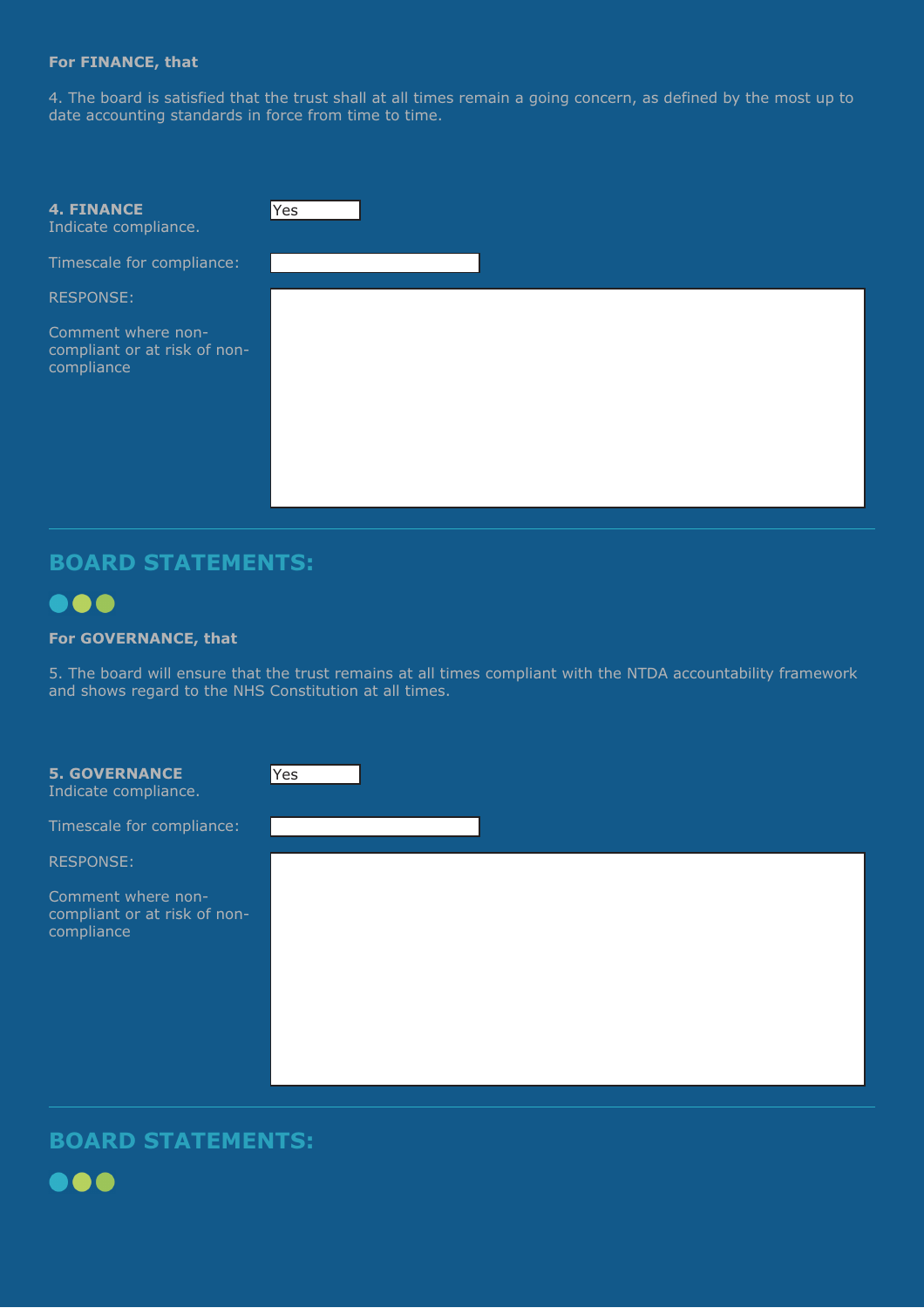**For FINANCE, that**

4. The board is satisfied that the trust shall at all times remain a going concern, as defined by the most up to date accounting standards in force from time to time.

**4. FINANCE**
Indicate compliance.

Yes

Timescale for compliance:

RESPONSE:

Comment where non-compliant or at risk of non-compliance

## BOARD STATEMENTS:

**For GOVERNANCE, that**

5. The board will ensure that the trust remains at all times compliant with the NTDA accountability framework and shows regard to the NHS Constitution at all times.

**5. GOVERNANCE**
Indicate compliance.

Yes

Timescale for compliance:

RESPONSE:

Comment where non-compliant or at risk of non-compliance

## BOARD STATEMENTS: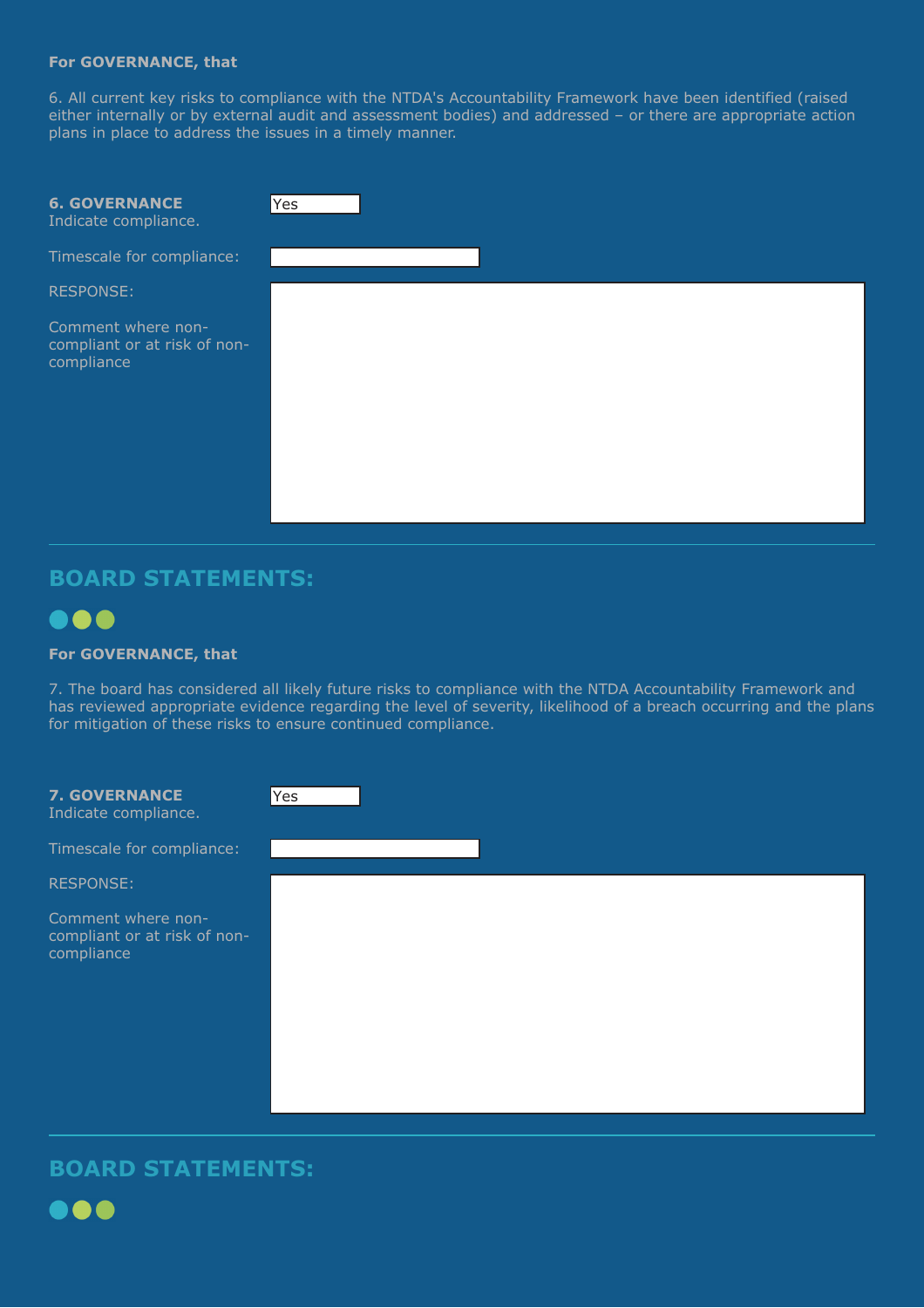**For GOVERNANCE, that**

6. All current key risks to compliance with the NTDA's Accountability Framework have been identified (raised either internally or by external audit and assessment bodies) and addressed – or there are appropriate action plans in place to address the issues in a timely manner.

**6. GOVERNANCE**
Indicate compliance. Yes

Timescale for compliance:

RESPONSE:

Comment where non-compliant or at risk of non-compliance

## BOARD STATEMENTS:

**For GOVERNANCE, that**

7. The board has considered all likely future risks to compliance with the NTDA Accountability Framework and has reviewed appropriate evidence regarding the level of severity, likelihood of a breach occurring and the plans for mitigation of these risks to ensure continued compliance.

**7. GOVERNANCE**
Indicate compliance. Yes

Timescale for compliance:

RESPONSE:

Comment where non-compliant or at risk of non-compliance

## BOARD STATEMENTS: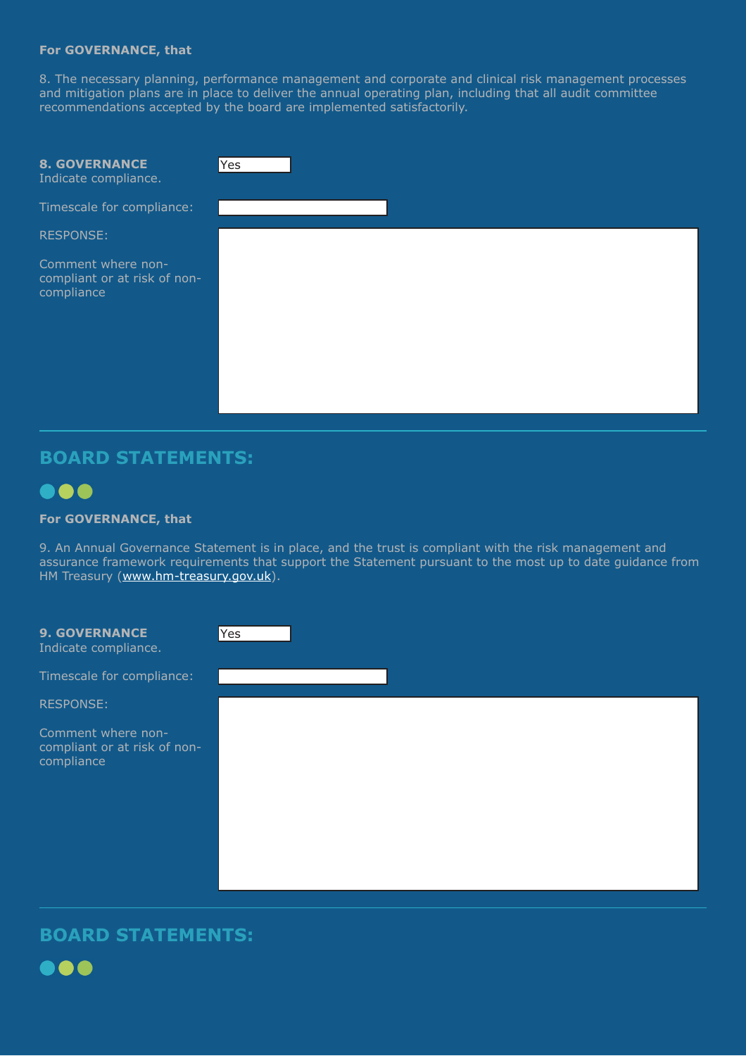**For GOVERNANCE, that**

8. The necessary planning, performance management and corporate and clinical risk management processes and mitigation plans are in place to deliver the annual operating plan, including that all audit committee recommendations accepted by the board are implemented satisfactorily.

| | |
|---|---|
| **8. GOVERNANCE** Indicate compliance. | Yes |
| Timescale for compliance: | |
| RESPONSE: Comment where non-compliant or at risk of non-compliance | |

## BOARD STATEMENTS:

**For GOVERNANCE, that**

9. An Annual Governance Statement is in place, and the trust is compliant with the risk management and assurance framework requirements that support the Statement pursuant to the most up to date guidance from HM Treasury (www.hm-treasury.gov.uk).

| | |
|---|---|
| **9. GOVERNANCE** Indicate compliance. | Yes |
| Timescale for compliance: | |
| RESPONSE: Comment where non-compliant or at risk of non-compliance | |

## BOARD STATEMENTS: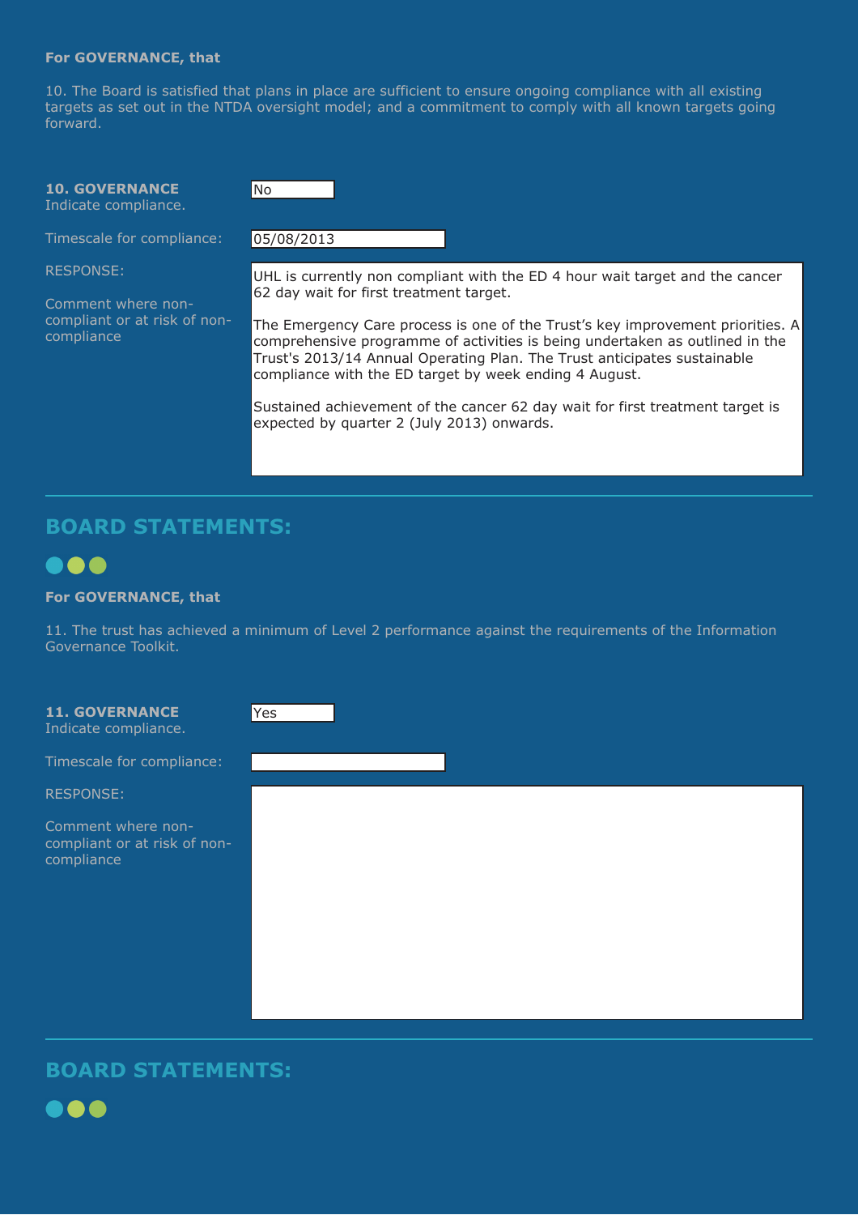**For GOVERNANCE, that**

10. The Board is satisfied that plans in place are sufficient to ensure ongoing compliance with all existing targets as set out in the NTDA oversight model; and a commitment to comply with all known targets going forward.

**10. GOVERNANCE**
Indicate compliance.

No

Timescale for compliance:

05/08/2013

RESPONSE:

Comment where non-compliant or at risk of non-compliance

UHL is currently non compliant with the ED 4 hour wait target and the cancer 62 day wait for first treatment target.

The Emergency Care process is one of the Trust's key improvement priorities. A comprehensive programme of activities is being undertaken as outlined in the Trust's 2013/14 Annual Operating Plan. The Trust anticipates sustainable compliance with the ED target by week ending 4 August.

Sustained achievement of the cancer 62 day wait for first treatment target is expected by quarter 2 (July 2013) onwards.

## BOARD STATEMENTS:

**For GOVERNANCE, that**

11. The trust has achieved a minimum of Level 2 performance against the requirements of the Information Governance Toolkit.

**11. GOVERNANCE**
Indicate compliance.

Yes

Timescale for compliance:

RESPONSE:

Comment where non-compliant or at risk of non-compliance

## BOARD STATEMENTS: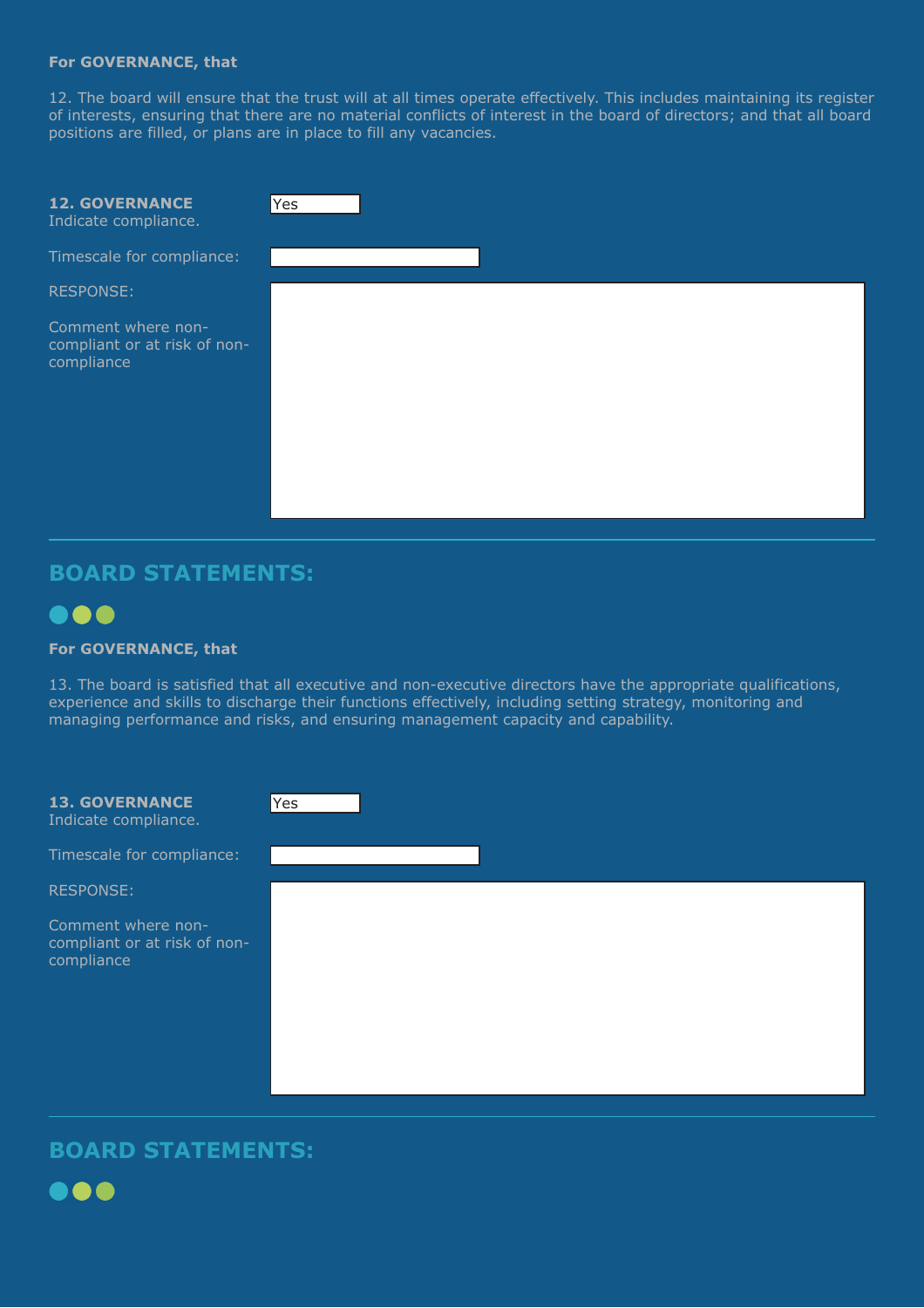**For GOVERNANCE, that**

12. The board will ensure that the trust will at all times operate effectively. This includes maintaining its register of interests, ensuring that there are no material conflicts of interest in the board of directors; and that all board positions are filled, or plans are in place to fill any vacancies.

**12. GOVERNANCE**
Indicate compliance.

Yes

Timescale for compliance:

RESPONSE:

Comment where non-compliant or at risk of non-compliance

## BOARD STATEMENTS:

**For GOVERNANCE, that**

13. The board is satisfied that all executive and non-executive directors have the appropriate qualifications, experience and skills to discharge their functions effectively, including setting strategy, monitoring and managing performance and risks, and ensuring management capacity and capability.

**13. GOVERNANCE**
Indicate compliance.

Yes

Timescale for compliance:

RESPONSE:

Comment where non-compliant or at risk of non-compliance

## BOARD STATEMENTS: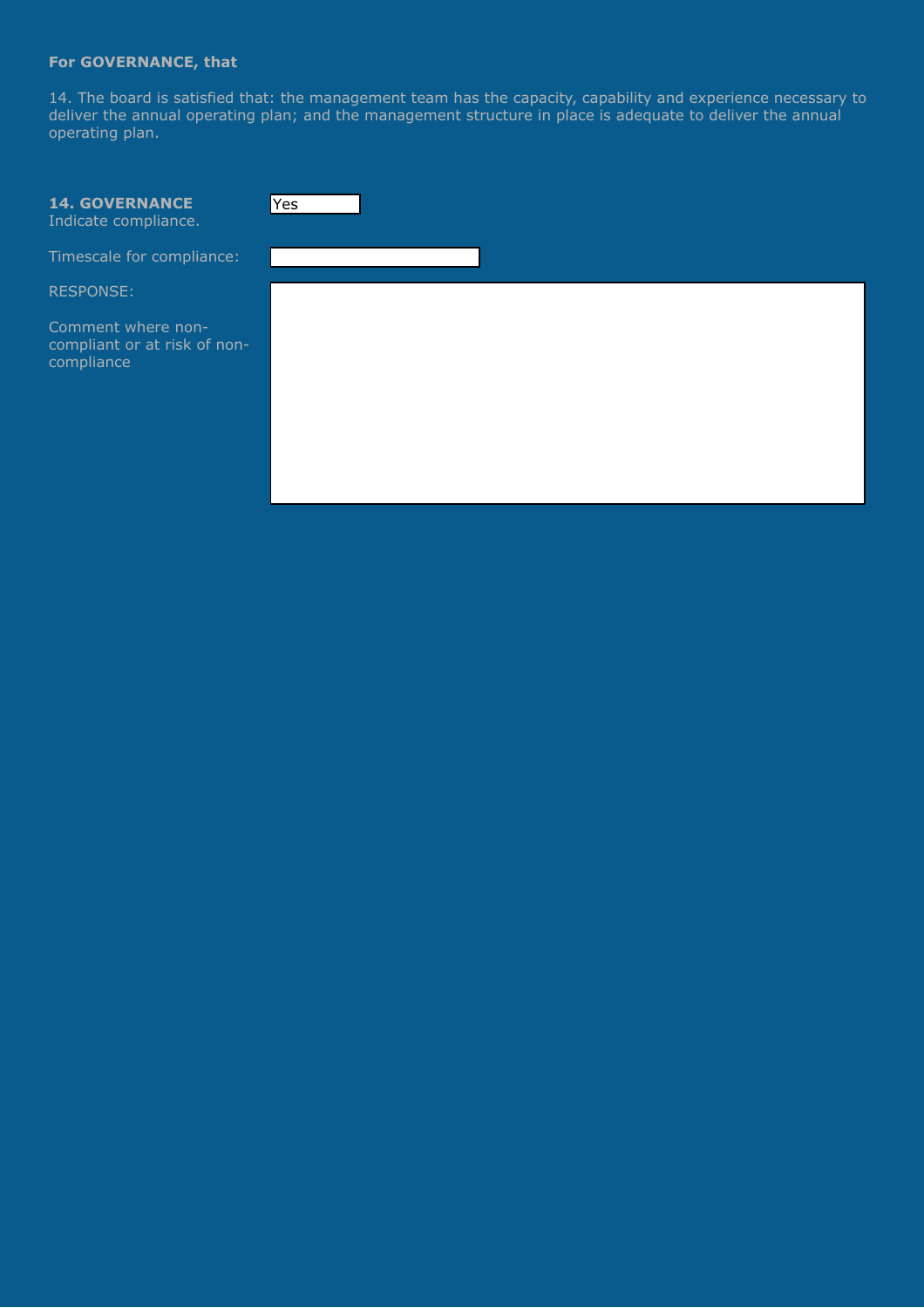**For GOVERNANCE, that**

14. The board is satisfied that: the management team has the capacity, capability and experience necessary to deliver the annual operating plan; and the management structure in place is adequate to deliver the annual operating plan.

**14. GOVERNANCE**
Indicate compliance.

Yes

Timescale for compliance:

RESPONSE:

Comment where non-compliant or at risk of non-compliance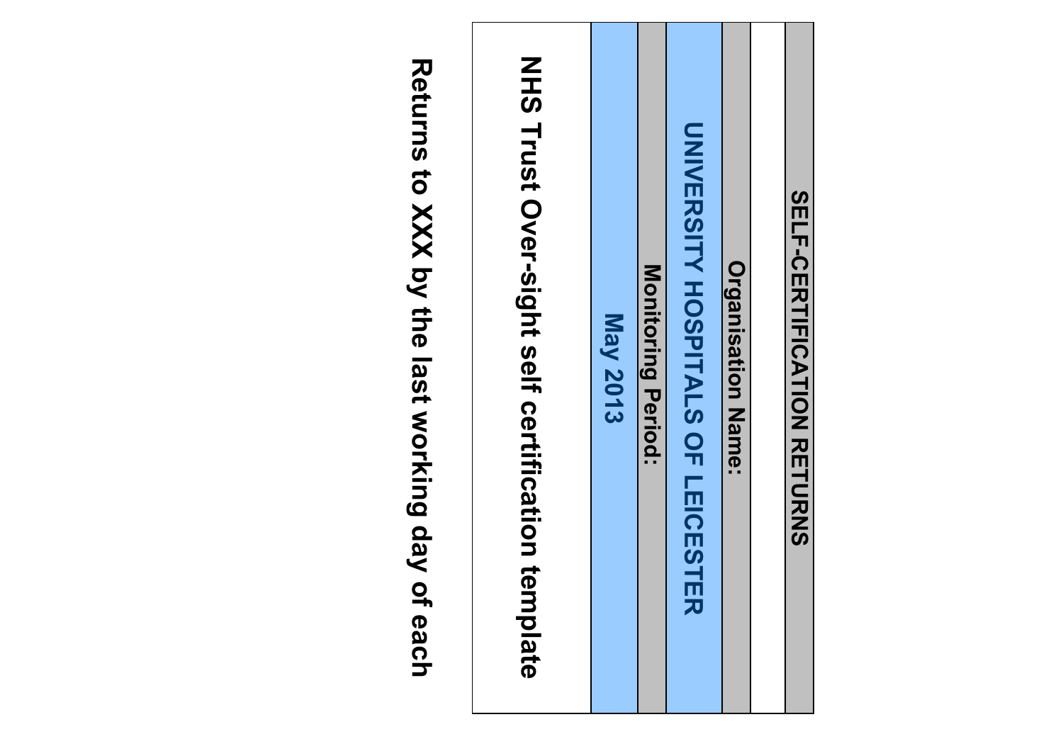| SELF-CERTIFICATION RETURNS |
| --- |
| |
| Organisation Name: |
| UNIVERSITY HOSPITALS OF LEICESTER |
| Monitoring Period: |
| May 2013 |
| NHS Trust Over-sight self certification template |

**Returns to XXX by the last working day of each**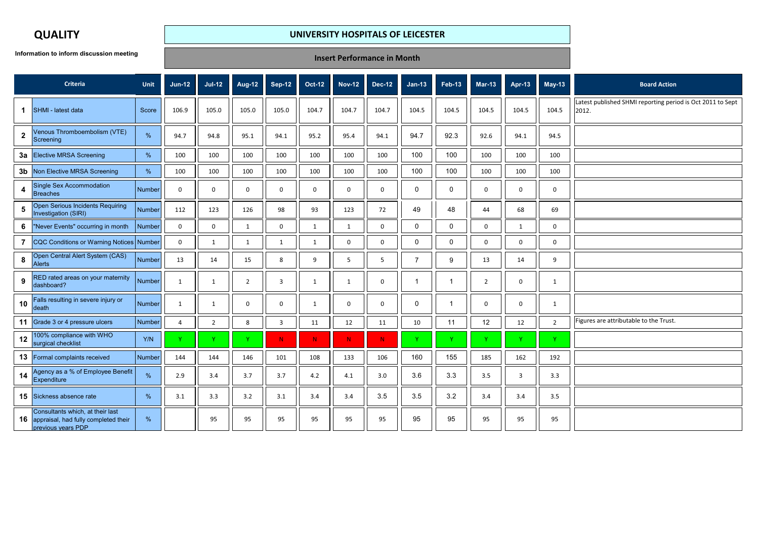# QUALITY

**Information to inform discussion meeting**

## UNIVERSITY HOSPITALS OF LEICESTER

**Insert Performance in Month**

| | Criteria | Unit | Jun-12 | Jul-12 | Aug-12 | Sep-12 | Oct-12 | Nov-12 | Dec-12 | Jan-13 | Feb-13 | Mar-13 | Apr-13 | May-13 | Board Action |
|---|---|---|---|---|---|---|---|---|---|---|---|---|---|---|---|
| 1 | SHMI - latest data | Score | 106.9 | 105.0 | 105.0 | 105.0 | 104.7 | 104.7 | 104.7 | 104.5 | 104.5 | 104.5 | 104.5 | 104.5 | Latest published SHMI reporting period is Oct 2011 to Sept 2012. |
| 2 | Venous Thromboembolism (VTE) Screening | % | 94.7 | 94.8 | 95.1 | 94.1 | 95.2 | 95.4 | 94.1 | 94.7 | 92.3 | 92.6 | 94.1 | 94.5 | |
| 3a | Elective MRSA Screening | % | 100 | 100 | 100 | 100 | 100 | 100 | 100 | 100 | 100 | 100 | 100 | 100 | |
| 3b | Non Elective MRSA Screening | % | 100 | 100 | 100 | 100 | 100 | 100 | 100 | 100 | 100 | 100 | 100 | 100 | |
| 4 | Single Sex Accommodation Breaches | Number | 0 | 0 | 0 | 0 | 0 | 0 | 0 | 0 | 0 | 0 | 0 | 0 | |
| 5 | Open Serious Incidents Requiring Investigation (SIRI) | Number | 112 | 123 | 126 | 98 | 93 | 123 | 72 | 49 | 48 | 44 | 68 | 69 | |
| 6 | "Never Events" occurring in month | Number | 0 | 0 | 1 | 0 | 1 | 1 | 0 | 0 | 0 | 0 | 1 | 0 | |
| 7 | CQC Conditions or Warning Notices | Number | 0 | 1 | 1 | 1 | 1 | 0 | 0 | 0 | 0 | 0 | 0 | 0 | |
| 8 | Open Central Alert System (CAS) Alerts | Number | 13 | 14 | 15 | 8 | 9 | 5 | 5 | 7 | 9 | 13 | 14 | 9 | |
| 9 | RED rated areas on your maternity dashboard? | Number | 1 | 1 | 2 | 3 | 1 | 1 | 0 | 1 | 1 | 2 | 0 | 1 | |
| 10 | Falls resulting in severe injury or death | Number | 1 | 1 | 0 | 0 | 1 | 0 | 0 | 0 | 1 | 0 | 0 | 1 | |
| 11 | Grade 3 or 4 pressure ulcers | Number | 4 | 2 | 8 | 3 | 11 | 12 | 11 | 10 | 11 | 12 | 12 | 2 | Figures are attributable to the Trust. |
| 12 | 100% compliance with WHO surgical checklist | Y/N | Y | Y | Y | N | N | N | N | Y | Y | Y | Y | Y | |
| 13 | Formal complaints received | Number | 144 | 144 | 146 | 101 | 108 | 133 | 106 | 160 | 155 | 185 | 162 | 192 | |
| 14 | Agency as a % of Employee Benefit Expenditure | % | 2.9 | 3.4 | 3.7 | 3.7 | 4.2 | 4.1 | 3.0 | 3.6 | 3.3 | 3.5 | 3 | 3.3 | |
| 15 | Sickness absence rate | % | 3.1 | 3.3 | 3.2 | 3.1 | 3.4 | 3.4 | 3.5 | 3.5 | 3.2 | 3.4 | 3.4 | 3.5 | |
| 16 | Consultants which, at their last appraisal, had fully completed their previous years PDP | % | | 95 | 95 | 95 | 95 | 95 | 95 | 95 | 95 | 95 | 95 | 95 | |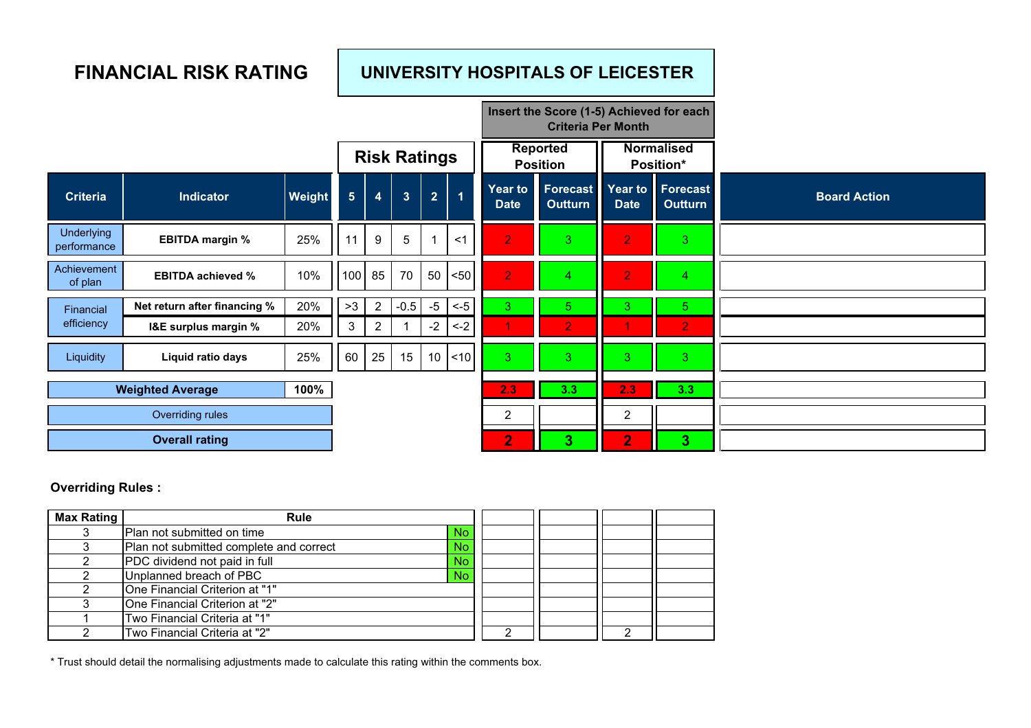# FINANCIAL RISK RATING

## UNIVERSITY HOSPITALS OF LEICESTER

Insert the Score (1-5) Achieved for each Criteria Per Month

| | | | Risk Ratings | | | | | Reported Position | | Normalised Position* | | |
|---|---|---|---|---|---|---|---|---|---|---|---|---|
| **Criteria** | **Indicator** | **Weight** | **5** | **4** | **3** | **2** | **1** | **Year to Date** | **Forecast Outturn** | **Year to Date** | **Forecast Outturn** | **Board Action** |
| Underlying performance | **EBITDA margin %** | 25% | 11 | 9 | 5 | 1 | <1 | 2 | 3 | 2 | 3 | |
| Achievement of plan | **EBITDA achieved %** | 10% | 100 | 85 | 70 | 50 | <50 | 2 | 4 | 2 | 4 | |
| Financial efficiency | **Net return after financing %** | 20% | >3 | 2 | -0.5 | -5 | <-5 | 3 | 5 | 3 | 5 | |
| Financial efficiency | **I&E surplus margin %** | 20% | 3 | 2 | 1 | -2 | <-2 | 1 | 2 | 1 | 2 | |
| Liquidity | **Liquid ratio days** | 25% | 60 | 25 | 15 | 10 | <10 | 3 | 3 | 3 | 3 | |
| **Weighted Average** | | **100%** | | | | | | **2.3** | **3.3** | **2.3** | **3.3** | |
| Overriding rules | | | | | | | | 2 | | 2 | | |
| **Overall rating** | | | | | | | | **2** | **3** | **2** | **3** | |

**Overriding Rules :**

| **Max Rating** | **Rule** | | | | | |
|---|---|---|---|---|---|---|
| 3 | Plan not submitted on time | No | | | | |
| 3 | Plan not submitted complete and correct | No | | | | |
| 2 | PDC dividend not paid in full | No | | | | |
| 2 | Unplanned breach of PBC | No | | | | |
| 2 | One Financial Criterion at "1" | | | | | |
| 3 | One Financial Criterion at "2" | | | | | |
| 1 | Two Financial Criteria at "1" | | | | | |
| 2 | Two Financial Criteria at "2" | | 2 | | 2 | |

\* Trust should detail the normalising adjustments made to calculate this rating within the comments box.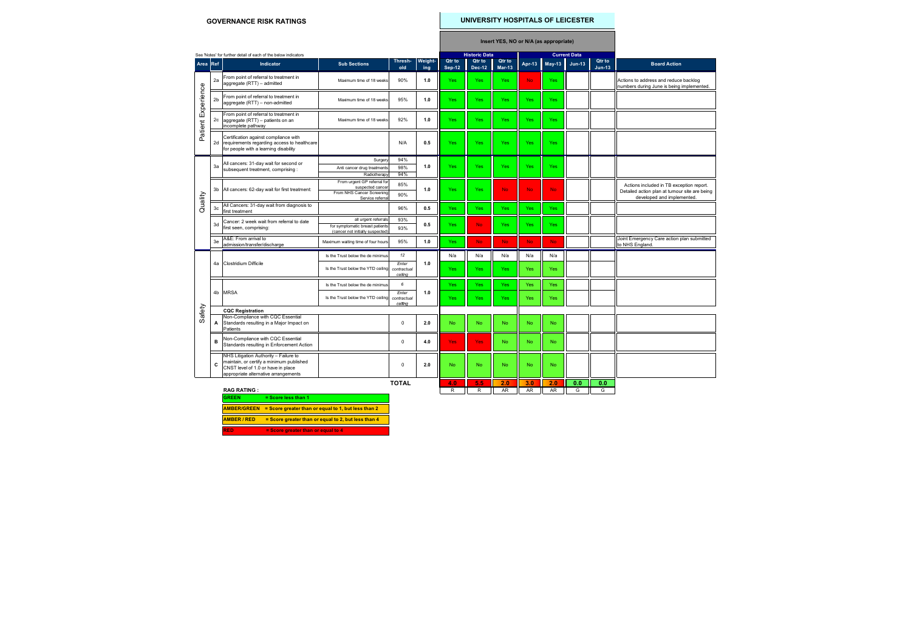# GOVERNANCE RISK RATINGS

## UNIVERSITY HOSPITALS OF LEICESTER

Insert YES, NO or N/A (as appropriate)

See 'Notes' for further detail of each of the below indicators

| Area | Ref | Indicator | Sub Sections | Thresh-old | Weight-ing | Historic Data: Qtr to Sep-12 | Historic Data: Qtr to Dec-12 | Historic Data: Qtr to Mar-13 | Current Data: Apr-13 | Current Data: May-13 | Current Data: Jun-13 | Current Data: Qtr to Jun-13 | Board Action |
|---|---|---|---|---|---|---|---|---|---|---|---|---|---|
| Patient Experience | 2a | From point of referral to treatment in aggregate (RTT) – admitted | Maximum time of 18 weeks | 90% | 1.0 | Yes | Yes | Yes | No | Yes | | | Actions to address and reduce backlog numbers during June is being implemented. |
| | 2b | From point of referral to treatment in aggregate (RTT) – non-admitted | Maximum time of 18 weeks | 95% | 1.0 | Yes | Yes | Yes | Yes | Yes | | | |
| | 2c | From point of referral to treatment in aggregate (RTT) – patients on an incomplete pathway | Maximum time of 18 weeks | 92% | 1.0 | Yes | Yes | Yes | Yes | Yes | | | |
| | 2d | Certification against compliance with requirements regarding access to healthcare for people with a learning disability | | N/A | 0.5 | Yes | Yes | Yes | Yes | Yes | | | |
| Quality | 3a | All cancers: 31-day wait for second or subsequent treatment, comprising : | Surgery | 94% | 1.0 | Yes | Yes | Yes | Yes | Yes | | | |
| | | | Anti cancer drug treatments | 98% | | | | | | | | | |
| | | | Radiotherapy | 94% | | | | | | | | | |
| | 3b | All cancers: 62-day wait for first treatment: | From urgent GP referral for suspected cancer | 85% | 1.0 | Yes | Yes | No | No | No | | | Actions included in TB exception report. Detailed action plan at tumour site are being developed and implemented. |
| | | | From NHS Cancer Screening Service referral | 90% | | | | | | | | | |
| | 3c | All Cancers: 31-day wait from diagnosis to first treatment | | 96% | 0.5 | Yes | Yes | Yes | Yes | Yes | | | |
| | 3d | Cancer: 2 week wait from referral to date first seen, comprising: | all urgent referrals | 93% | 0.5 | Yes | No | Yes | Yes | Yes | | | |
| | | | for symptomatic breast patients (cancer not initially suspected) | 93% | | | | | | | | | |
| | 3e | A&E: From arrival to admission/transfer/discharge | Maximum waiting time of four hours | 95% | 1.0 | Yes | No | No | No | No | | | Joint Emergency Care action plan submitted to NHS England. |
| Safety | 4a | Clostridium Difficile | Is the Trust below the de minimus | 12 | 1.0 | N/a | N/a | N/a | N/a | N/a | | | |
| | | | Is the Trust below the YTD ceiling | Enter contractual ceiling | | Yes | Yes | Yes | Yes | Yes | | | |
| | 4b | MRSA | Is the Trust below the de minimus | 6 | 1.0 | Yes | Yes | Yes | Yes | Yes | | | |
| | | | Is the Trust below the YTD ceiling | Enter contractual ceiling | | Yes | Yes | Yes | Yes | Yes | | | |
| | | **CQC Registration** | | | | | | | | | | | |
| | A | Non-Compliance with CQC Essential Standards resulting in a Major Impact on Patients | | 0 | 2.0 | No | No | No | No | No | | | |
| | B | Non-Compliance with CQC Essential Standards resulting in Enforcement Action | | 0 | 4.0 | Yes | Yes | No | No | No | | | |
| | C | NHS Litigation Authority – Failure to maintain, or certify a minimum published CNST level of 1.0 or have in place appropriate alternative arrangements | | 0 | 2.0 | No | No | No | No | No | | | |
| | | | | **TOTAL** | | 4.0 | 5.5 | 2.0 | 3.0 | 2.0 | 0.0 | 0.0 | |
| | | | | | | R | R | AR | AR | AR | G | G | |

**RAG RATING :**

| | |
|---|---|
| GREEN | = Score less than 1 |
| AMBER/GREEN | = Score greater than or equal to 1, but less than 2 |
| AMBER / RED | = Score greater than or equal to 2, but less than 4 |
| RED | = Score greater than or equal to 4 |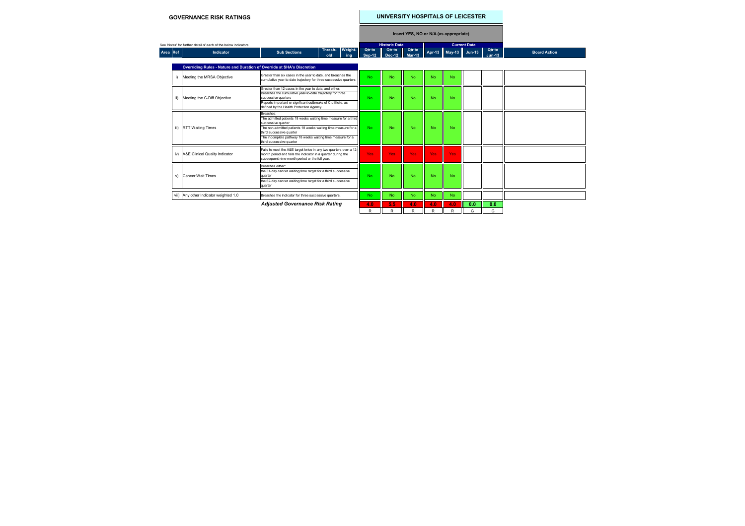**GOVERNANCE RISK RATINGS**

**UNIVERSITY HOSPITALS OF LEICESTER**

**Insert YES, NO or N/A (as appropriate)**

See 'Notes' for further detail of each of the below indicators

| Area | Ref | Indicator | Sub Sections | Thresh-old | Weight-ing | Historic Data Qtr to Sep-12 | Qtr to Dec-12 | Qtr to Mar-13 | Current Data Apr-13 | May-13 | Jun-13 | Qtr to Jun-13 | Board Action |
|---|---|---|---|---|---|---|---|---|---|---|---|---|---|
| | | **Overriding Rules - Nature and Duration of Override at SHA's Discretion** | | | | | | | | | | | |
| | i) | Meeting the MRSA Objective | Greater than six cases in the year to date, and breaches the cumulative year-to-date trajectory for three successive quarters | | | No | No | No | No | No | | | |
| | ii) | Meeting the C-Diff Objective | Greater than 12 cases in the year to date, and either: Breaches the cumulative year-to-date trajectory for three successive quarters; Reports important or signficant outbreaks of C.difficile, as defined by the Health Protection Agency. | | | No | No | No | No | No | | | |
| | iii) | RTT Waiting Times | Breaches: The admitted patients 18 weeks waiting time measure for a third successive quarter; The non-admitted patients 18 weeks waiting time measure for a third successive quarter; The incomplete pathway 18 weeks waiting time measure for a third successive quarter | | | No | No | No | No | No | | | |
| | iv) | A&E Clinical Quality Indicator | Fails to meet the A&E target twice in any two quarters over a 12-month period and fails the indicator in a quarter during the subsequent nine-month period or the full year. | | | Yes | Yes | Yes | Yes | Yes | | | |
| | v) | Cancer Wait Times | Breaches either: the 31-day cancer waiting time target for a third successive quarter; the 62-day cancer waiting time target for a third successive quarter | | | No | No | No | No | No | | | |
| | viii) | Any other Indicator weighted 1.0 | Breaches the indicator for three successive quarters. | | | No | No | No | No | No | | | |
| | | | ***Adjusted Governance Risk Rating*** | | | 4.0 | 5.5 | 4.0 | 4.0 | 4.0 | 0.0 | 0.0 | |
| | | | | | | R | R | R | R | R | G | G | |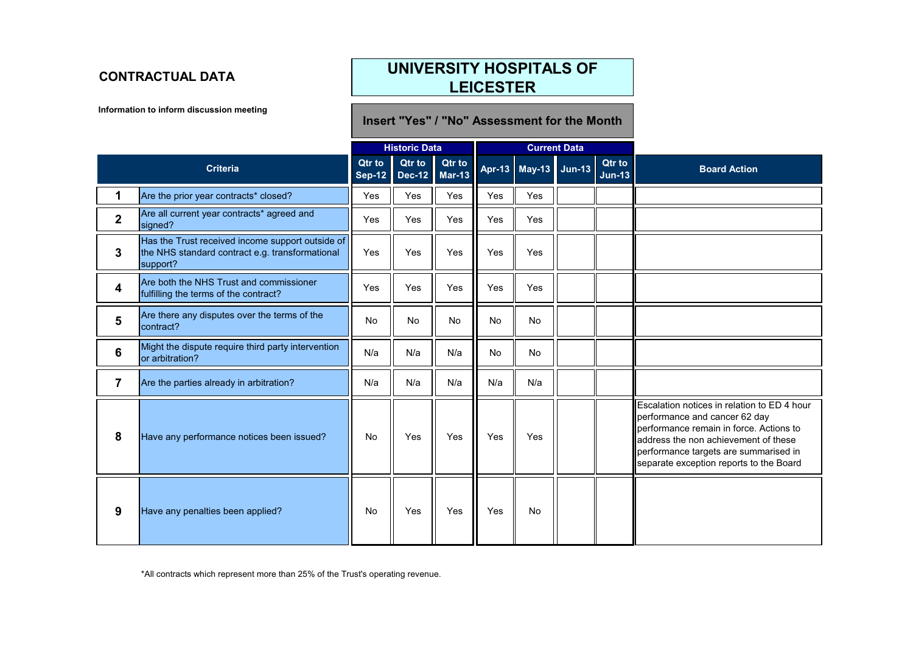## CONTRACTUAL DATA

# UNIVERSITY HOSPITALS OF LEICESTER

**Information to inform discussion meeting**

**Insert "Yes" / "No" Assessment for the Month**

| | | Historic Data | | | Current Data | | | | |
|---|---|---|---|---|---|---|---|---|---|
| | **Criteria** | **Qtr to Sep-12** | **Qtr to Dec-12** | **Qtr to Mar-13** | **Apr-13** | **May-13** | **Jun-13** | **Qtr to Jun-13** | **Board Action** |
| **1** | Are the prior year contracts* closed? | Yes | Yes | Yes | Yes | Yes | | | |
| **2** | Are all current year contracts* agreed and signed? | Yes | Yes | Yes | Yes | Yes | | | |
| **3** | Has the Trust received income support outside of the NHS standard contract e.g. transformational support? | Yes | Yes | Yes | Yes | Yes | | | |
| **4** | Are both the NHS Trust and commissioner fulfilling the terms of the contract? | Yes | Yes | Yes | Yes | Yes | | | |
| **5** | Are there any disputes over the terms of the contract? | No | No | No | No | No | | | |
| **6** | Might the dispute require third party intervention or arbitration? | N/a | N/a | N/a | No | No | | | |
| **7** | Are the parties already in arbitration? | N/a | N/a | N/a | N/a | N/a | | | |
| **8** | Have any performance notices been issued? | No | Yes | Yes | Yes | Yes | | | Escalation notices in relation to ED 4 hour performance and cancer 62 day performance remain in force. Actions to address the non achievement of these performance targets are summarised in separate exception reports to the Board |
| **9** | Have any penalties been applied? | No | Yes | Yes | Yes | No | | | |

*All contracts which represent more than 25% of the Trust's operating revenue.